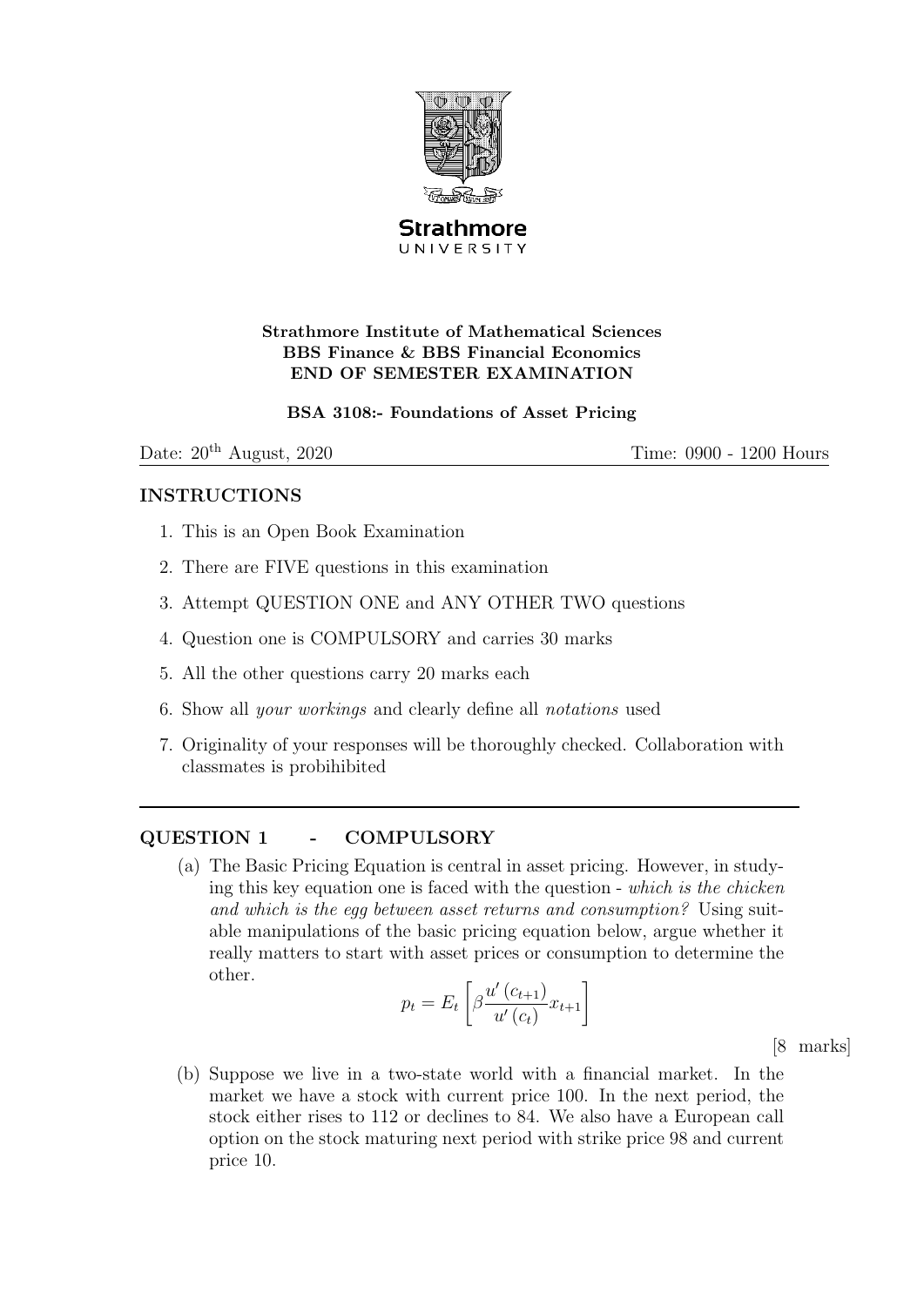Strathmore
UNIVERSITY

**Strathmore Institute of Mathematical Sciences**
**BBS Finance & BBS Financial Economics**
**END OF SEMESTER EXAMINATION**

**BSA 3108:- Foundations of Asset Pricing**

Date: 20th August, 2020 — Time: 0900 - 1200 Hours

## INSTRUCTIONS

1. This is an Open Book Examination
2. There are FIVE questions in this examination
3. Attempt QUESTION ONE and ANY OTHER TWO questions
4. Question one is COMPULSORY and carries 30 marks
5. All the other questions carry 20 marks each
6. Show all *your workings* and clearly define all *notations* used
7. Originality of your responses will be thoroughly checked. Collaboration with classmates is probihibited

---

## QUESTION 1 - COMPULSORY

(a) The Basic Pricing Equation is central in asset pricing. However, in studying this key equation one is faced with the question - *which is the chicken and which is the egg between asset returns and consumption?* Using suitable manipulations of the basic pricing equation below, argue whether it really matters to start with asset prices or consumption to determine the other.

$$p_t = E_t \left[ \beta \frac{u'(c_{t+1})}{u'(c_t)} x_{t+1} \right]$$

[8 marks]

(b) Suppose we live in a two-state world with a financial market. In the market we have a stock with current price 100. In the next period, the stock either rises to 112 or declines to 84. We also have a European call option on the stock maturing next period with strike price 98 and current price 10.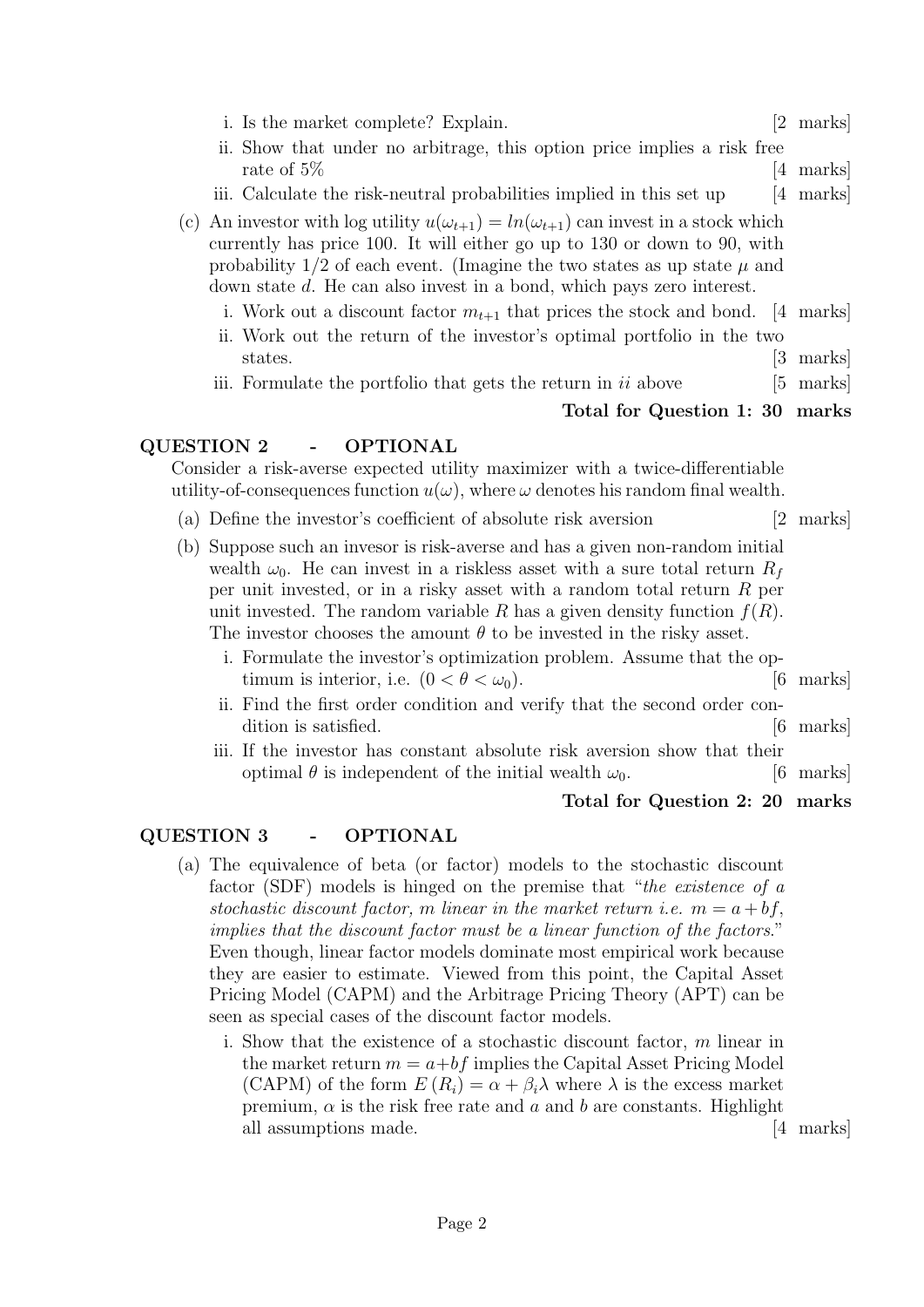i. Is the market complete? Explain. [2 marks]

ii. Show that under no arbitrage, this option price implies a risk free rate of 5% [4 marks]

iii. Calculate the risk-neutral probabilities implied in this set up [4 marks]

(c) An investor with log utility $u(\omega_{t+1}) = ln(\omega_{t+1})$ can invest in a stock which currently has price 100. It will either go up to 130 or down to 90, with probability 1/2 of each event. (Imagine the two states as up state $\mu$ and down state $d$. He can also invest in a bond, which pays zero interest.

i. Work out a discount factor $m_{t+1}$ that prices the stock and bond. [4 marks]

ii. Work out the return of the investor's optimal portfolio in the two states. [3 marks]

iii. Formulate the portfolio that gets the return in *ii* above [5 marks]

**Total for Question 1: 30 marks**

## QUESTION 2 - OPTIONAL

Consider a risk-averse expected utility maximizer with a twice-differentiable utility-of-consequences function $u(\omega)$, where $\omega$ denotes his random final wealth.

(a) Define the investor's coefficient of absolute risk aversion [2 marks]

(b) Suppose such an invesor is risk-averse and has a given non-random initial wealth $\omega_0$. He can invest in a riskless asset with a sure total return $R_f$ per unit invested, or in a risky asset with a random total return $R$ per unit invested. The random variable $R$ has a given density function $f(R)$. The investor chooses the amount $\theta$ to be invested in the risky asset.

i. Formulate the investor's optimization problem. Assume that the optimum is interior, i.e. $(0 < \theta < \omega_0)$. [6 marks]

ii. Find the first order condition and verify that the second order condition is satisfied. [6 marks]

iii. If the investor has constant absolute risk aversion show that their optimal $\theta$ is independent of the initial wealth $\omega_0$. [6 marks]

**Total for Question 2: 20 marks**

## QUESTION 3 - OPTIONAL

(a) The equivalence of beta (or factor) models to the stochastic discount factor (SDF) models is hinged on the premise that "*the existence of a stochastic discount factor, m linear in the market return i.e. $m = a + bf$, implies that the discount factor must be a linear function of the factors.*" Even though, linear factor models dominate most empirical work because they are easier to estimate. Viewed from this point, the Capital Asset Pricing Model (CAPM) and the Arbitrage Pricing Theory (APT) can be seen as special cases of the discount factor models.

i. Show that the existence of a stochastic discount factor, $m$ linear in the market return $m = a + bf$ implies the Capital Asset Pricing Model (CAPM) of the form $E(R_i) = \alpha + \beta_i \lambda$ where $\lambda$ is the excess market premium, $\alpha$ is the risk free rate and $a$ and $b$ are constants. Highlight all assumptions made. [4 marks]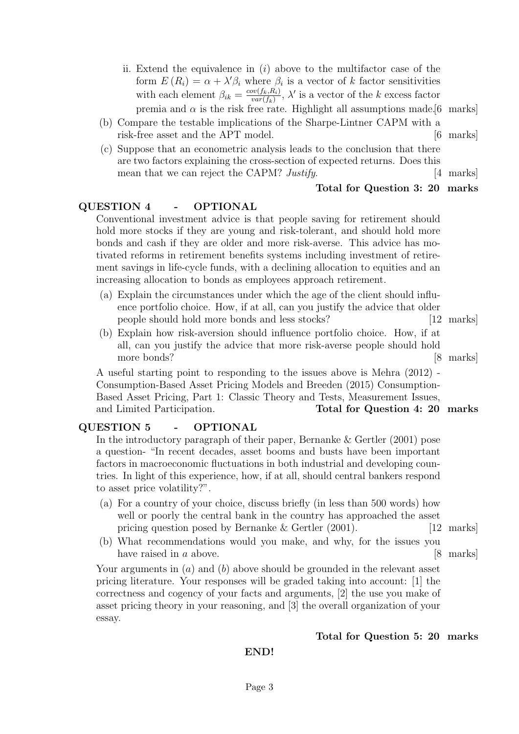ii. Extend the equivalence in $(i)$ above to the multifactor case of the form $E(R_i) = \alpha + \lambda' \beta_i$ where $\beta_i$ is a vector of $k$ factor sensitivities with each element $\beta_{ik} = \frac{cov(f_k, R_i)}{var(f_k)}$, $\lambda'$ is a vector of the $k$ excess factor premia and $\alpha$ is the risk free rate. Highlight all assumptions made. [6 marks]

(b) Compare the testable implications of the Sharpe-Lintner CAPM with a risk-free asset and the APT model. [6 marks]

(c) Suppose that an econometric analysis leads to the conclusion that there are two factors explaining the cross-section of expected returns. Does this mean that we can reject the CAPM? *Justify*. [4 marks]

**Total for Question 3: 20 marks**

## QUESTION 4 - OPTIONAL

Conventional investment advice is that people saving for retirement should hold more stocks if they are young and risk-tolerant, and should hold more bonds and cash if they are older and more risk-averse. This advice has motivated reforms in retirement benefits systems including investment of retirement savings in life-cycle funds, with a declining allocation to equities and an increasing allocation to bonds as employees approach retirement.

(a) Explain the circumstances under which the age of the client should influence portfolio choice. How, if at all, can you justify the advice that older people should hold more bonds and less stocks? [12 marks]

(b) Explain how risk-aversion should influence portfolio choice. How, if at all, can you justify the advice that more risk-averse people should hold more bonds? [8 marks]

A useful starting point to responding to the issues above is Mehra (2012) - Consumption-Based Asset Pricing Models and Breeden (2015) Consumption-Based Asset Pricing, Part 1: Classic Theory and Tests, Measurement Issues, and Limited Participation.

**Total for Question 4: 20 marks**

## QUESTION 5 - OPTIONAL

In the introductory paragraph of their paper, Bernanke & Gertler (2001) pose a question- "In recent decades, asset booms and busts have been important factors in macroeconomic fluctuations in both industrial and developing countries. In light of this experience, how, if at all, should central bankers respond to asset price volatility?".

(a) For a country of your choice, discuss briefly (in less than 500 words) how well or poorly the central bank in the country has approached the asset pricing question posed by Bernanke & Gertler (2001). [12 marks]

(b) What recommendations would you make, and why, for the issues you have raised in *a* above. [8 marks]

Your arguments in $(a)$ and $(b)$ above should be grounded in the relevant asset pricing literature. Your responses will be graded taking into account: [1] the correctness and cogency of your facts and arguments, [2] the use you make of asset pricing theory in your reasoning, and [3] the overall organization of your essay.

**Total for Question 5: 20 marks**

**END!**